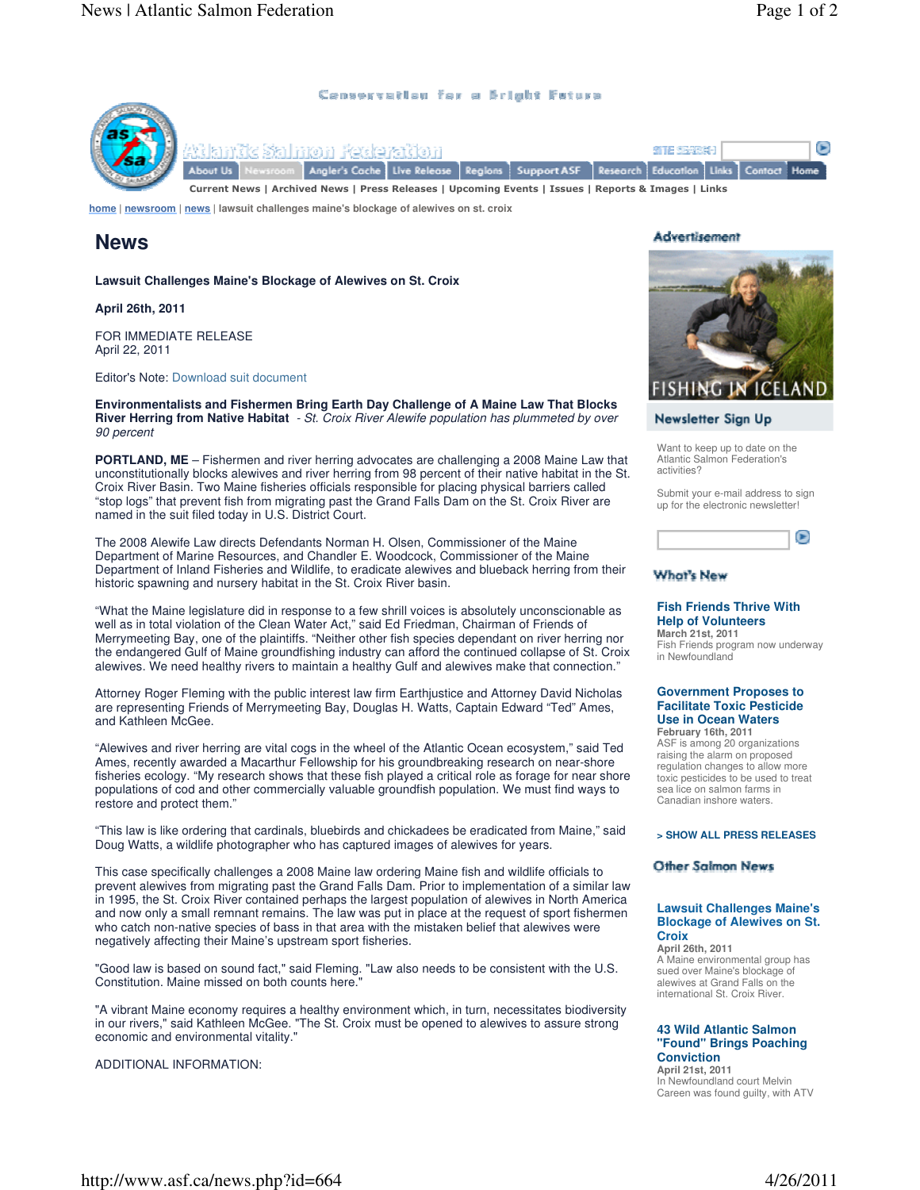Conservation for a Bright Future

Atlantic Salmon Federation

About Us | Newsroom | Angler's Cache | Live Release | Regions | Support ASF | Research | Education | Links | Contact | Home

Current News | Archived News | Press Releases | Upcoming Events | Issues | Reports & Images | Links

home | newsroom | news | lawsuit challenges maine's blockage of alewives on st. croix

# News

**Lawsuit Challenges Maine's Blockage of Alewives on St. Croix**

**April 26th, 2011**

FOR IMMEDIATE RELEASE
April 22, 2011

Editor's Note: Download suit document

**Environmentalists and Fishermen Bring Earth Day Challenge of A Maine Law That Blocks River Herring from Native Habitat** - *St. Croix River Alewife population has plummeted by over 90 percent*

**PORTLAND, ME** – Fishermen and river herring advocates are challenging a 2008 Maine Law that unconstitutionally blocks alewives and river herring from 98 percent of their native habitat in the St. Croix River Basin. Two Maine fisheries officials responsible for placing physical barriers called "stop logs" that prevent fish from migrating past the Grand Falls Dam on the St. Croix River are named in the suit filed today in U.S. District Court.

The 2008 Alewife Law directs Defendants Norman H. Olsen, Commissioner of the Maine Department of Marine Resources, and Chandler E. Woodcock, Commissioner of the Maine Department of Inland Fisheries and Wildlife, to eradicate alewives and blueback herring from their historic spawning and nursery habitat in the St. Croix River basin.

"What the Maine legislature did in response to a few shrill voices is absolutely unconscionable as well as in total violation of the Clean Water Act," said Ed Friedman, Chairman of Friends of Merrymeeting Bay, one of the plaintiffs. "Neither other fish species dependant on river herring nor the endangered Gulf of Maine groundfishing industry can afford the continued collapse of St. Croix alewives. We need healthy rivers to maintain a healthy Gulf and alewives make that connection."

Attorney Roger Fleming with the public interest law firm Earthjustice and Attorney David Nicholas are representing Friends of Merrymeeting Bay, Douglas H. Watts, Captain Edward "Ted" Ames, and Kathleen McGee.

"Alewives and river herring are vital cogs in the wheel of the Atlantic Ocean ecosystem," said Ted Ames, recently awarded a Macarthur Fellowship for his groundbreaking research on near-shore fisheries ecology. "My research shows that these fish played a critical role as forage for near shore populations of cod and other commercially valuable groundfish population. We must find ways to restore and protect them."

"This law is like ordering that cardinals, bluebirds and chickadees be eradicated from Maine," said Doug Watts, a wildlife photographer who has captured images of alewives for years.

This case specifically challenges a 2008 Maine law ordering Maine fish and wildlife officials to prevent alewives from migrating past the Grand Falls Dam. Prior to implementation of a similar law in 1995, the St. Croix River contained perhaps the largest population of alewives in North America and now only a small remnant remains. The law was put in place at the request of sport fishermen who catch non-native species of bass in that area with the mistaken belief that alewives were negatively affecting their Maine's upstream sport fisheries.

"Good law is based on sound fact," said Fleming. "Law also needs to be consistent with the U.S. Constitution. Maine missed on both counts here."

"A vibrant Maine economy requires a healthy environment which, in turn, necessitates biodiversity in our rivers," said Kathleen McGee. "The St. Croix must be opened to alewives to assure strong economic and environmental vitality."

ADDITIONAL INFORMATION:

## Advertisement

FISHING IN ICELAND

## Newsletter Sign Up

Want to keep up to date on the Atlantic Salmon Federation's activities?

Submit your e-mail address to sign up for the electronic newsletter!

## What's New

**Fish Friends Thrive With Help of Volunteers**
**March 21st, 2011**
Fish Friends program now underway in Newfoundland

**Government Proposes to Facilitate Toxic Pesticide Use in Ocean Waters**
**February 16th, 2011**
ASF is among 20 organizations raising the alarm on proposed regulation changes to allow more toxic pesticides to be used to treat sea lice on salmon farms in Canadian inshore waters.

**> SHOW ALL PRESS RELEASES**

## Other Salmon News

**Lawsuit Challenges Maine's Blockage of Alewives on St. Croix**
**April 26th, 2011**
A Maine environmental group has sued over Maine's blockage of alewives at Grand Falls on the international St. Croix River.

**43 Wild Atlantic Salmon "Found" Brings Poaching Conviction**
**April 21st, 2011**
In Newfoundland court Melvin Careen was found guilty, with ATV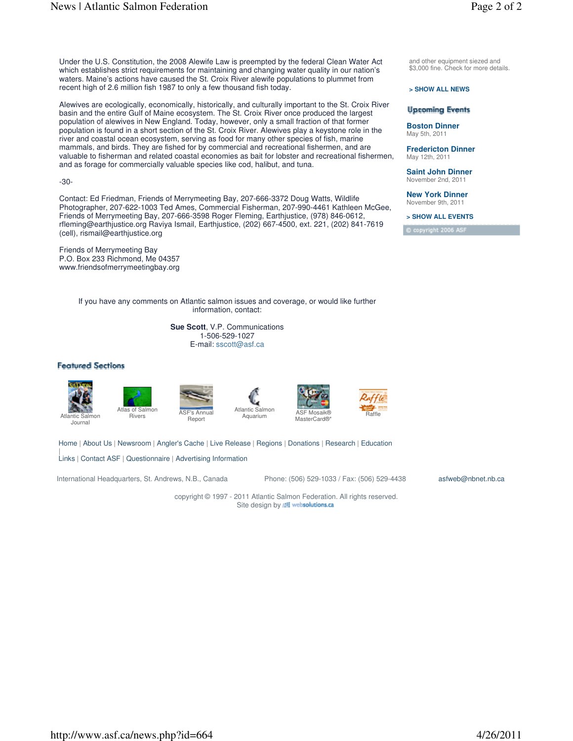Under the U.S. Constitution, the 2008 Alewife Law is preempted by the federal Clean Water Act which establishes strict requirements for maintaining and changing water quality in our nation's waters. Maine's actions have caused the St. Croix River alewife populations to plummet from recent high of 2.6 million fish 1987 to only a few thousand fish today.

Alewives are ecologically, economically, historically, and culturally important to the St. Croix River basin and the entire Gulf of Maine ecosystem. The St. Croix River once produced the largest population of alewives in New England. Today, however, only a small fraction of that former population is found in a short section of the St. Croix River. Alewives play a keystone role in the river and coastal ocean ecosystem, serving as food for many other species of fish, marine mammals, and birds. They are fished for by commercial and recreational fishermen, and are valuable to fisherman and related coastal economies as bait for lobster and recreational fishermen, and as forage for commercially valuable species like cod, halibut, and tuna.

-30-

Contact: Ed Friedman, Friends of Merrymeeting Bay, 207-666-3372 Doug Watts, Wildlife Photographer, 207-622-1003 Ted Ames, Commercial Fisherman, 207-990-4461 Kathleen McGee, Friends of Merrymeeting Bay, 207-666-3598 Roger Fleming, Earthjustice, (978) 846-0612, rfleming@earthjustice.org Raviya Ismail, Earthjustice, (202) 667-4500, ext. 221, (202) 841-7619 (cell), rismail@earthjustice.org

Friends of Merrymeeting Bay
P.O. Box 233 Richmond, Me 04357
www.friendsofmerrymeetingbay.org

If you have any comments on Atlantic salmon issues and coverage, or would like further information, contact:

**Sue Scott**, V.P. Communications
1-506-529-1027
E-mail: sscott@asf.ca

and other equipment siezed and $3,000 fine. Check for more details.

> SHOW ALL NEWS

## Upcoming Events

**Boston Dinner**
May 5th, 2011

**Fredericton Dinner**
May 12th, 2011

**Saint John Dinner**
November 2nd, 2011

**New York Dinner**
November 9th, 2011

> SHOW ALL EVENTS

© copyright 2006 ASF

## Featured Sections

Atlantic Salmon Journal | Atlas of Salmon Rivers | ASF's Annual Report | Atlantic Salmon Aquarium | ASF Mosaik® MasterCard®* | Raffle

Home | About Us | Newsroom | Angler's Cache | Live Release | Regions | Donations | Research | Education | Links | Contact ASF | Questionnaire | Advertising Information

International Headquarters, St. Andrews, N.B., Canada   Phone: (506) 529-1033 / Fax: (506) 529-4438   asfweb@nbnet.nb.ca

copyright © 1997 - 2011 Atlantic Salmon Federation. All rights reserved.
Site design by websolutions.ca